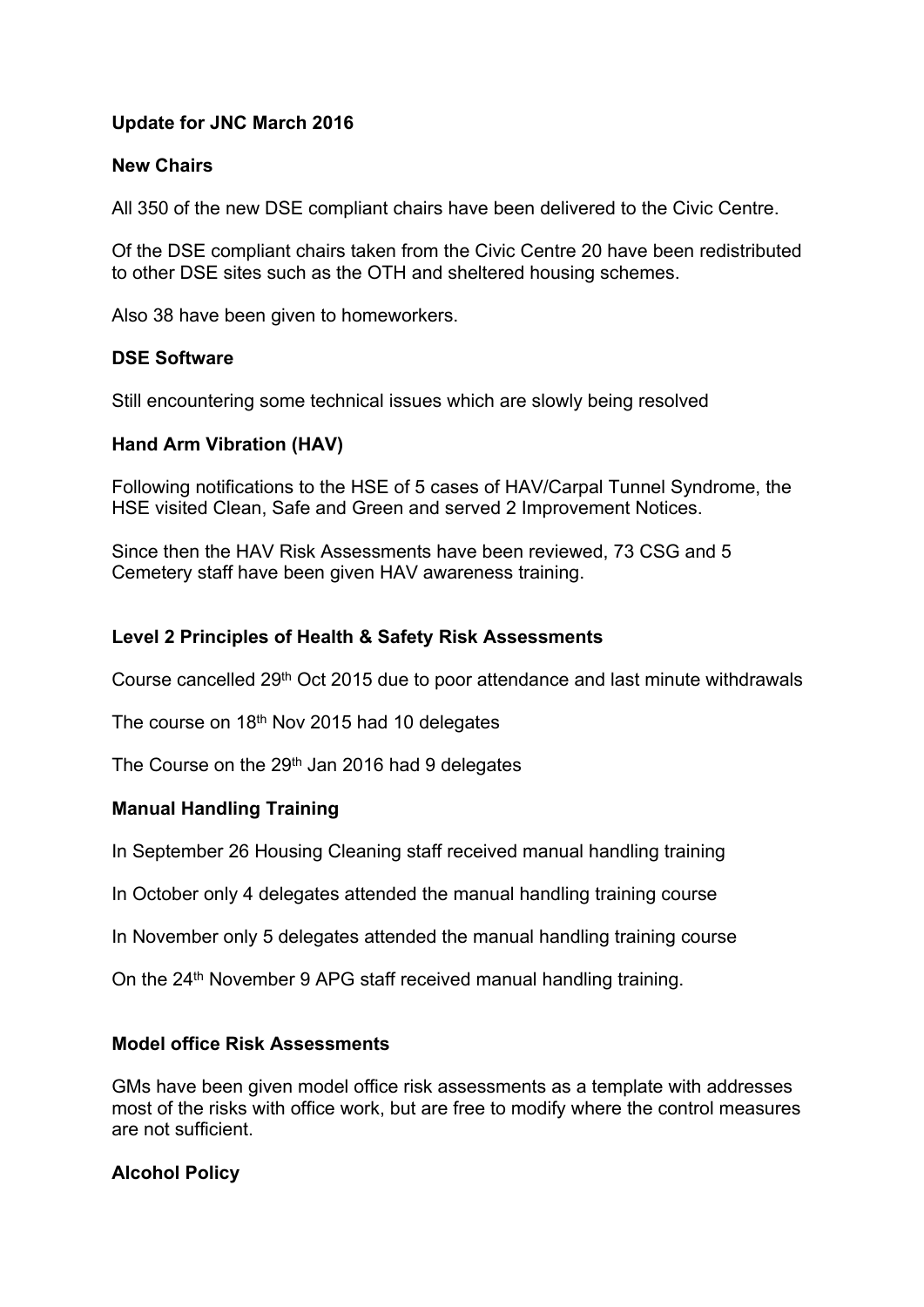**Update for JNC March 2016**

**New Chairs**

All 350 of the new DSE compliant chairs have been delivered to the Civic Centre.

Of the DSE compliant chairs taken from the Civic Centre 20 have been redistributed to other DSE sites such as the OTH and sheltered housing schemes.

Also 38 have been given to homeworkers.

**DSE Software**

Still encountering some technical issues which are slowly being resolved

**Hand Arm Vibration (HAV)**

Following notifications to the HSE of 5 cases of HAV/Carpal Tunnel Syndrome, the HSE visited Clean, Safe and Green and served 2 Improvement Notices.

Since then the HAV Risk Assessments have been reviewed, 73 CSG and 5 Cemetery staff have been given HAV awareness training.

**Level 2 Principles of Health & Safety Risk Assessments**

Course cancelled 29th Oct 2015 due to poor attendance and last minute withdrawals

The course on 18th Nov 2015 had 10 delegates

The Course on the 29th Jan 2016 had 9 delegates

**Manual Handling Training**

In September 26 Housing Cleaning staff received manual handling training

In October only 4 delegates attended the manual handling training course

In November only 5 delegates attended the manual handling training course

On the 24th November 9 APG staff received manual handling training.

**Model office Risk Assessments**

GMs have been given model office risk assessments as a template with addresses most of the risks with office work, but are free to modify where the control measures are not sufficient.

**Alcohol Policy**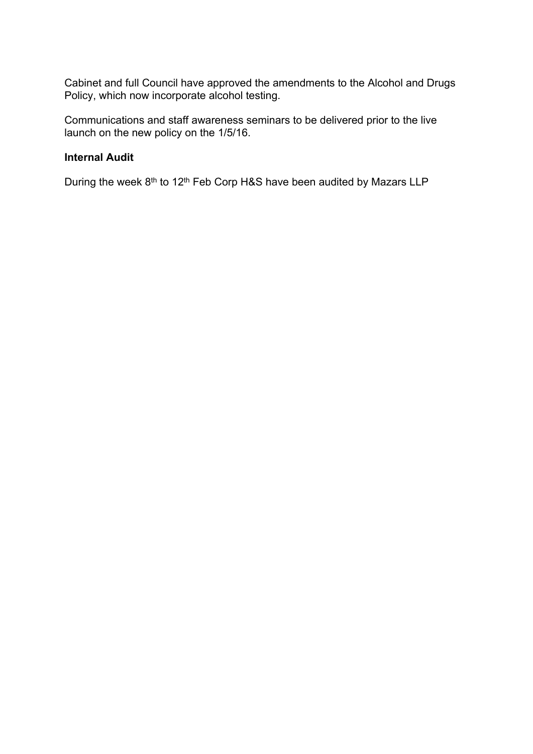Cabinet and full Council have approved the amendments to the Alcohol and Drugs Policy, which now incorporate alcohol testing.

Communications and staff awareness seminars to be delivered prior to the live launch on the new policy on the 1/5/16.

**Internal Audit**

During the week 8th to 12th Feb Corp H&S have been audited by Mazars LLP